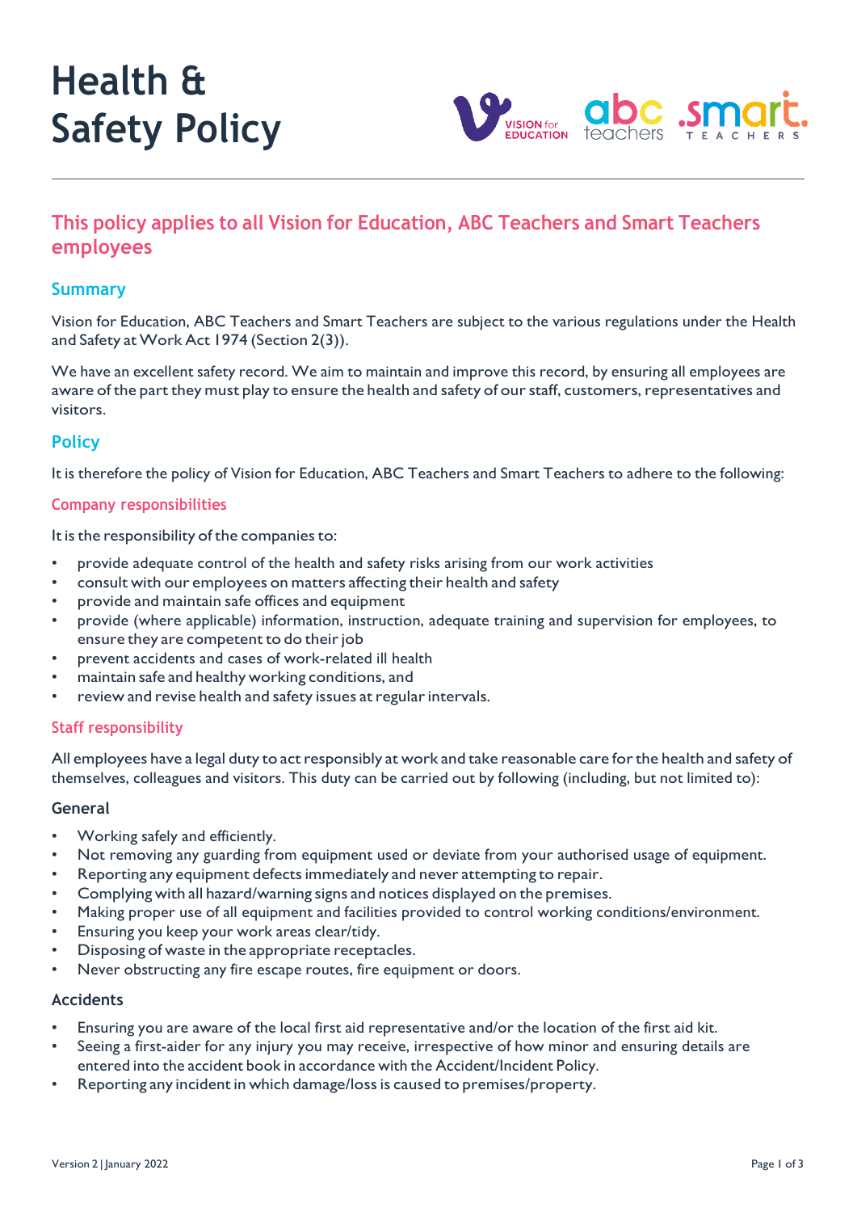# Health & Safety Policy

## This policy applies to all Vision for Education, ABC Teachers and Smart Teachers employees

### Summary

Vision for Education, ABC Teachers and Smart Teachers are subject to the various regulations under the Health and Safety at Work Act 1974 (Section 2(3)).

We have an excellent safety record. We aim to maintain and improve this record, by ensuring all employees are aware of the part they must play to ensure the health and safety of our staff, customers, representatives and visitors.

### Policy

It is therefore the policy of Vision for Education, ABC Teachers and Smart Teachers to adhere to the following:

#### Company responsibilities

It is the responsibility of the companies to:

- provide adequate control of the health and safety risks arising from our work activities
- consult with our employees on matters affecting their health and safety
- provide and maintain safe offices and equipment
- provide (where applicable) information, instruction, adequate training and supervision for employees, to ensure they are competent to do their job
- prevent accidents and cases of work-related ill health
- maintain safe and healthy working conditions, and
- review and revise health and safety issues at regular intervals.

#### Staff responsibility

All employees have a legal duty to act responsibly at work and take reasonable care for the health and safety of themselves, colleagues and visitors. This duty can be carried out by following (including, but not limited to):

##### General

- Working safely and efficiently.
- Not removing any guarding from equipment used or deviate from your authorised usage of equipment.
- Reporting any equipment defects immediately and never attempting to repair.
- Complying with all hazard/warning signs and notices displayed on the premises.
- Making proper use of all equipment and facilities provided to control working conditions/environment.
- Ensuring you keep your work areas clear/tidy.
- Disposing of waste in the appropriate receptacles.
- Never obstructing any fire escape routes, fire equipment or doors.

##### Accidents

- Ensuring you are aware of the local first aid representative and/or the location of the first aid kit.
- Seeing a first-aider for any injury you may receive, irrespective of how minor and ensuring details are entered into the accident book in accordance with the Accident/Incident Policy.
- Reporting any incident in which damage/loss is caused to premises/property.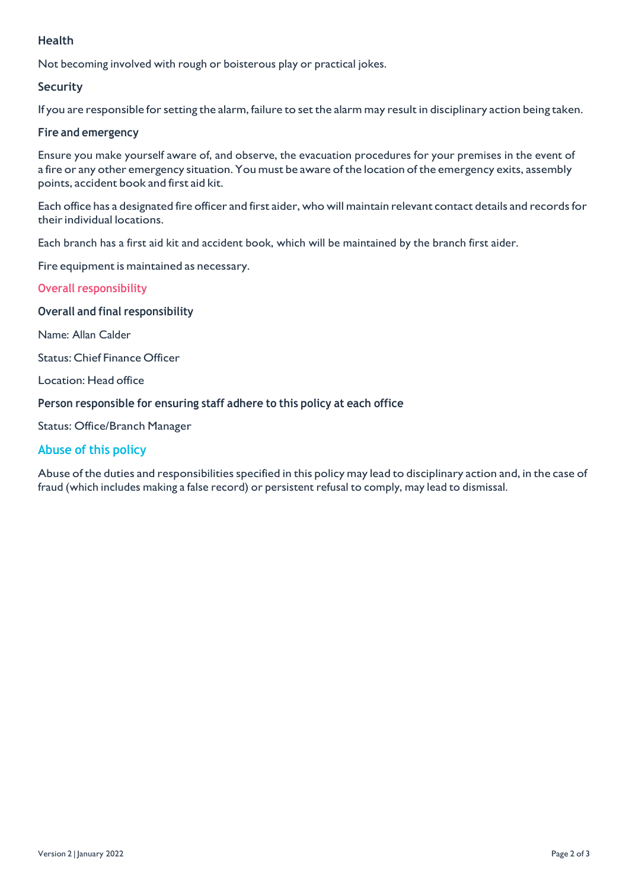### Health

Not becoming involved with rough or boisterous play or practical jokes.

### Security

If you are responsible for setting the alarm, failure to set the alarm may result in disciplinary action being taken.

### Fire and emergency

Ensure you make yourself aware of, and observe, the evacuation procedures for your premises in the event of a fire or any other emergency situation. You must be aware of the location of the emergency exits, assembly points, accident book and first aid kit.

Each office has a designated fire officer and first aider, who will maintain relevant contact details and records for their individual locations.

Each branch has a first aid kit and accident book, which will be maintained by the branch first aider.

Fire equipment is maintained as necessary.

## Overall responsibility

### Overall and final responsibility

Name: Allan Calder

Status: Chief Finance Officer

Location: Head office

### Person responsible for ensuring staff adhere to this policy at each office

Status: Office/Branch Manager

## Abuse of this policy

Abuse of the duties and responsibilities specified in this policy may lead to disciplinary action and, in the case of fraud (which includes making a false record) or persistent refusal to comply, may lead to dismissal.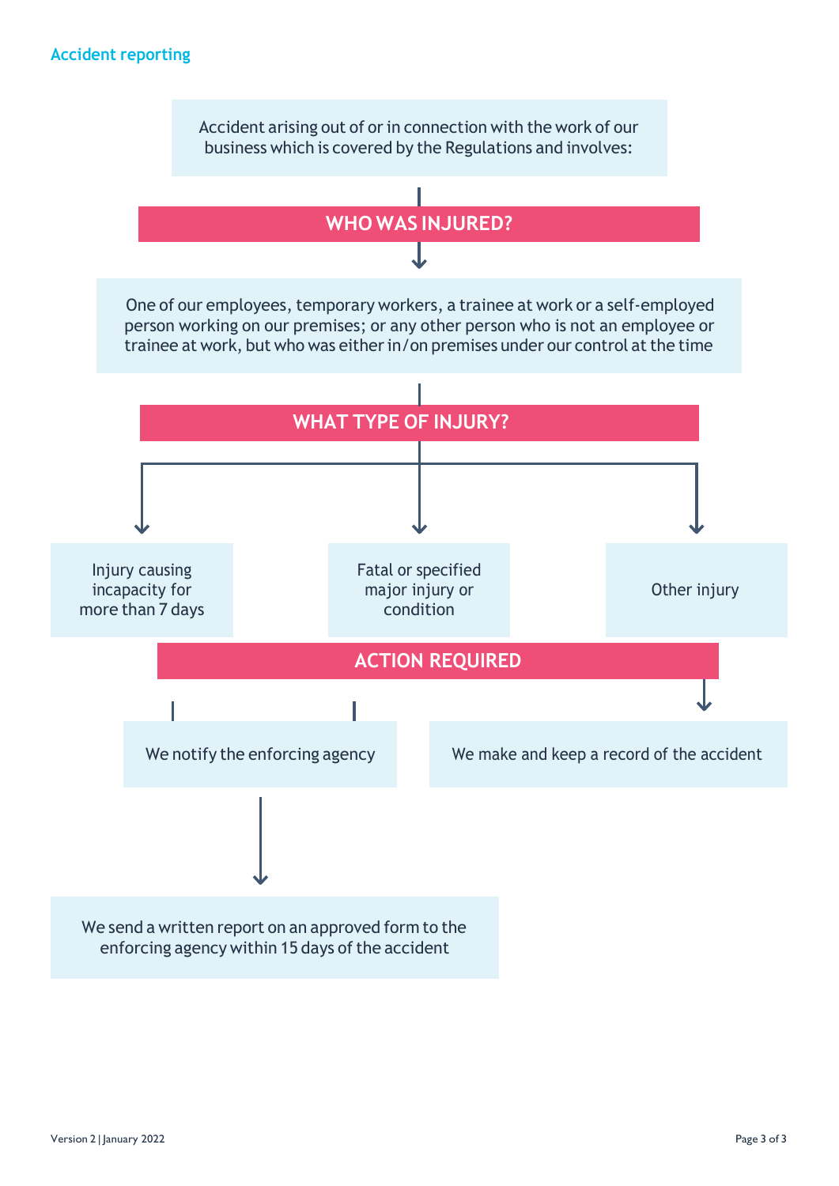## Accident reporting

Accident arising out of or in connection with the work of our business which is covered by the Regulations and involves:

**WHO WAS INJURED?**

One of our employees, temporary workers, a trainee at work or a self-employed person working on our premises; or any other person who is not an employee or trainee at work, but who was either in/on premises under our control at the time

**WHAT TYPE OF INJURY?**

Injury causing incapacity for more than 7 days

Fatal or specified major injury or condition

Other injury

**ACTION REQUIRED**

We notify the enforcing agency

We make and keep a record of the accident

We send a written report on an approved form to the enforcing agency within 15 days of the accident

Version 2 | January 2022